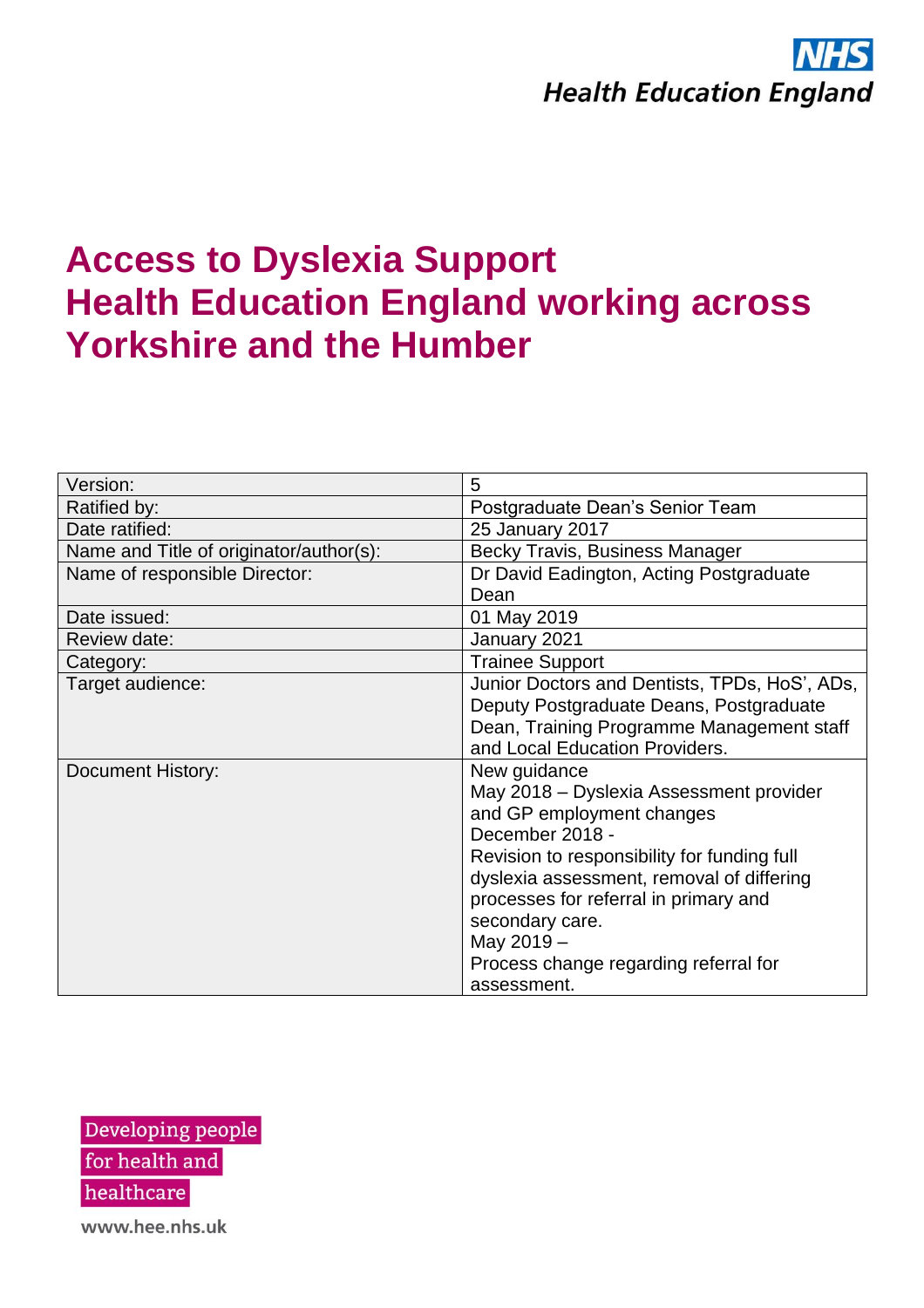NHS
Health Education England

# Access to Dyslexia Support Health Education England working across Yorkshire and the Humber

| | |
|---|---|
| Version: | 5 |
| Ratified by: | Postgraduate Dean's Senior Team |
| Date ratified: | 25 January 2017 |
| Name and Title of originator/author(s): | Becky Travis, Business Manager |
| Name of responsible Director: | Dr David Eadington, Acting Postgraduate Dean |
| Date issued: | 01 May 2019 |
| Review date: | January 2021 |
| Category: | Trainee Support |
| Target audience: | Junior Doctors and Dentists, TPDs, HoS', ADs, Deputy Postgraduate Deans, Postgraduate Dean, Training Programme Management staff and Local Education Providers. |
| Document History: | New guidance<br>May 2018 – Dyslexia Assessment provider and GP employment changes<br>December 2018 -<br>Revision to responsibility for funding full dyslexia assessment, removal of differing processes for referral in primary and secondary care.<br>May 2019 –<br>Process change regarding referral for assessment. |

Developing people for health and healthcare

www.hee.nhs.uk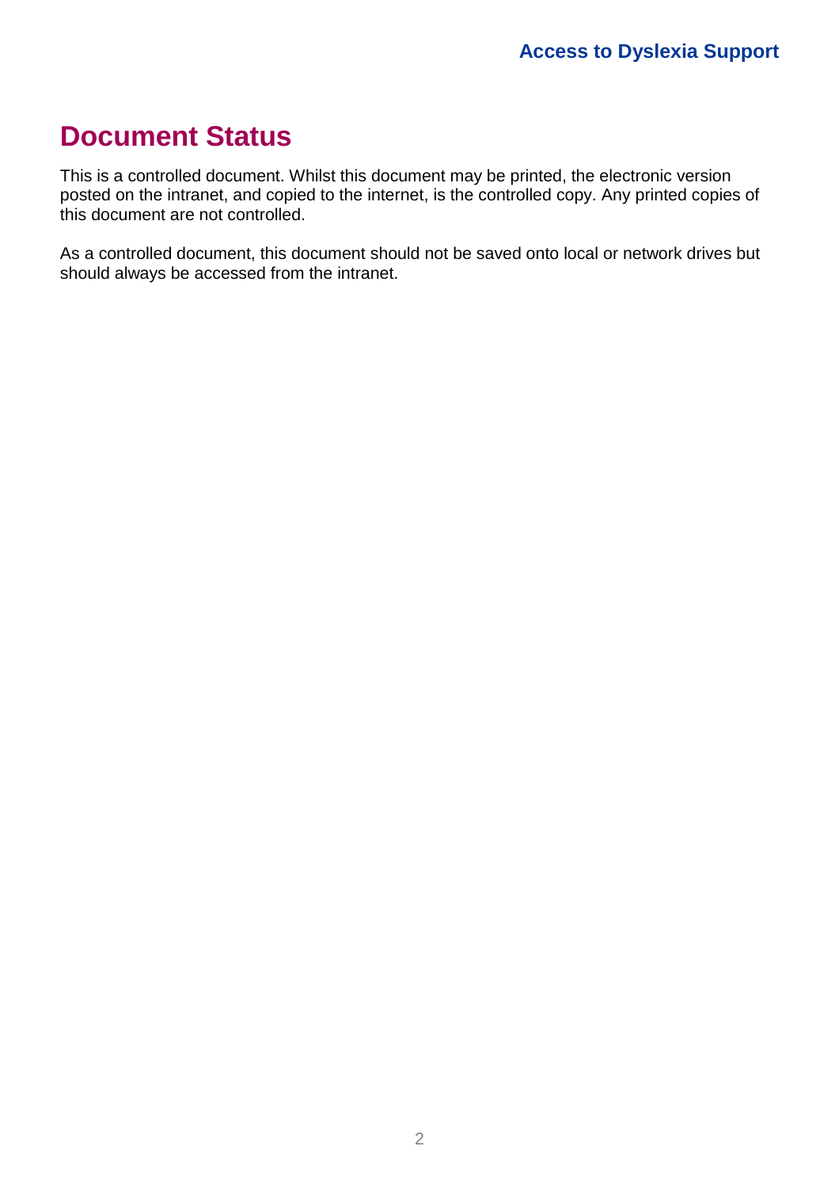# Document Status

This is a controlled document. Whilst this document may be printed, the electronic version posted on the intranet, and copied to the internet, is the controlled copy. Any printed copies of this document are not controlled.

As a controlled document, this document should not be saved onto local or network drives but should always be accessed from the intranet.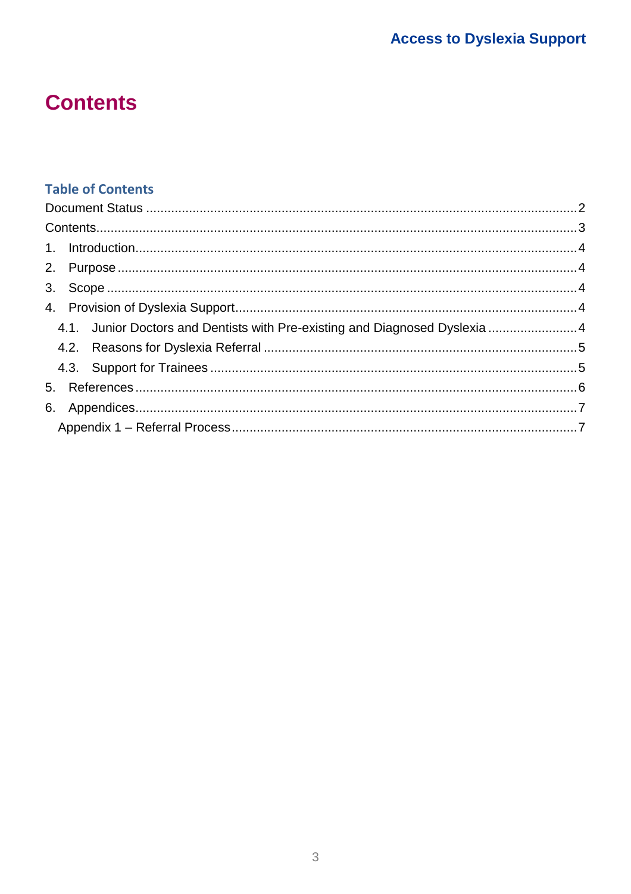# Contents

## Table of Contents

Document Status ........................................................................................................ 2
Contents........................................................................................................................ 3
1. Introduction.............................................................................................................. 4
2. Purpose .................................................................................................................... 4
3. Scope ........................................................................................................................ 4
4. Provision of Dyslexia Support................................................................................ 4
   4.1. Junior Doctors and Dentists with Pre-existing and Diagnosed Dyslexia ......................... 4
   4.2. Reasons for Dyslexia Referral ............................................................................. 5
   4.3. Support for Trainees ............................................................................................ 5
5. References ................................................................................................................ 6
6. Appendices................................................................................................................ 7
   Appendix 1 – Referral Process.................................................................................. 7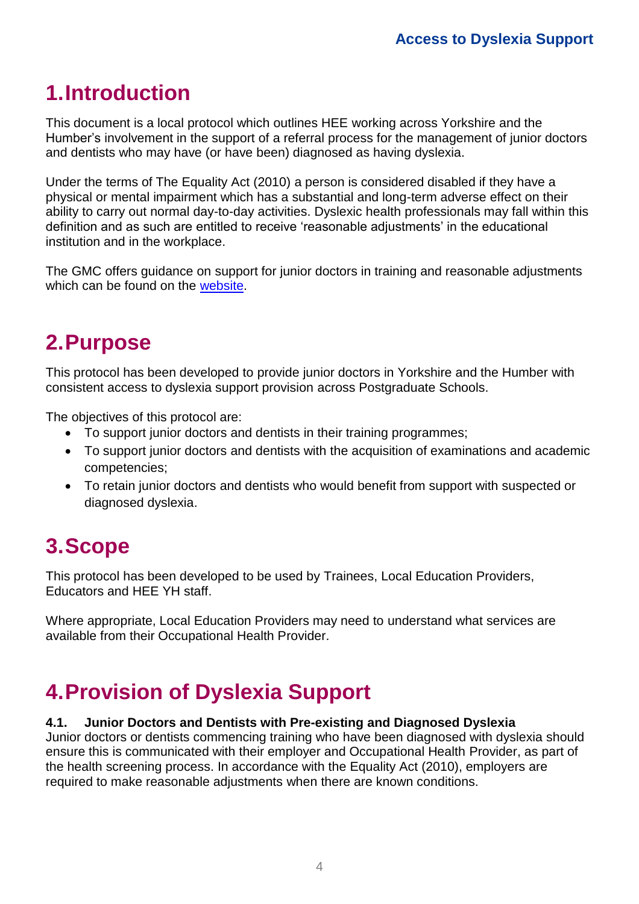# 1. Introduction

This document is a local protocol which outlines HEE working across Yorkshire and the Humber's involvement in the support of a referral process for the management of junior doctors and dentists who may have (or have been) diagnosed as having dyslexia.

Under the terms of The Equality Act (2010) a person is considered disabled if they have a physical or mental impairment which has a substantial and long-term adverse effect on their ability to carry out normal day-to-day activities. Dyslexic health professionals may fall within this definition and as such are entitled to receive 'reasonable adjustments' in the educational institution and in the workplace.

The GMC offers guidance on support for junior doctors in training and reasonable adjustments which can be found on the website.

# 2. Purpose

This protocol has been developed to provide junior doctors in Yorkshire and the Humber with consistent access to dyslexia support provision across Postgraduate Schools.

The objectives of this protocol are:

- To support junior doctors and dentists in their training programmes;
- To support junior doctors and dentists with the acquisition of examinations and academic competencies;
- To retain junior doctors and dentists who would benefit from support with suspected or diagnosed dyslexia.

# 3. Scope

This protocol has been developed to be used by Trainees, Local Education Providers, Educators and HEE YH staff.

Where appropriate, Local Education Providers may need to understand what services are available from their Occupational Health Provider.

# 4. Provision of Dyslexia Support

### 4.1. Junior Doctors and Dentists with Pre-existing and Diagnosed Dyslexia

Junior doctors or dentists commencing training who have been diagnosed with dyslexia should ensure this is communicated with their employer and Occupational Health Provider, as part of the health screening process. In accordance with the Equality Act (2010), employers are required to make reasonable adjustments when there are known conditions.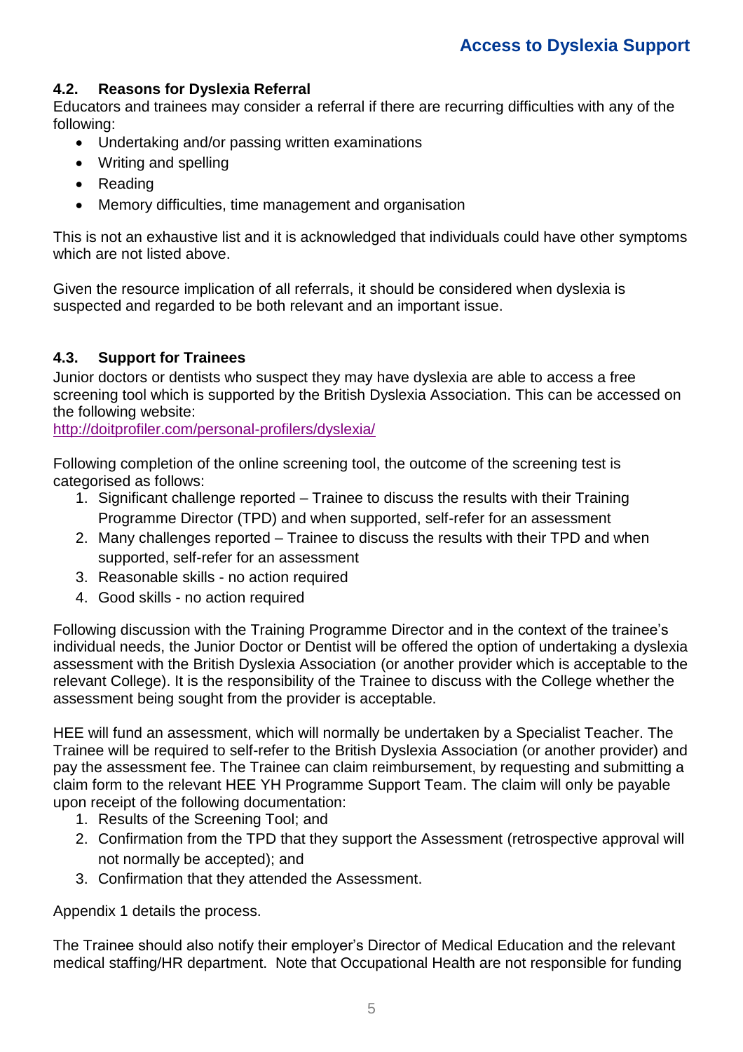### 4.2. Reasons for Dyslexia Referral

Educators and trainees may consider a referral if there are recurring difficulties with any of the following:

- Undertaking and/or passing written examinations
- Writing and spelling
- Reading
- Memory difficulties, time management and organisation

This is not an exhaustive list and it is acknowledged that individuals could have other symptoms which are not listed above.

Given the resource implication of all referrals, it should be considered when dyslexia is suspected and regarded to be both relevant and an important issue.

### 4.3. Support for Trainees

Junior doctors or dentists who suspect they may have dyslexia are able to access a free screening tool which is supported by the British Dyslexia Association. This can be accessed on the following website:
http://doitprofiler.com/personal-profilers/dyslexia/

Following completion of the online screening tool, the outcome of the screening test is categorised as follows:

1. Significant challenge reported – Trainee to discuss the results with their Training Programme Director (TPD) and when supported, self-refer for an assessment
2. Many challenges reported – Trainee to discuss the results with their TPD and when supported, self-refer for an assessment
3. Reasonable skills - no action required
4. Good skills - no action required

Following discussion with the Training Programme Director and in the context of the trainee's individual needs, the Junior Doctor or Dentist will be offered the option of undertaking a dyslexia assessment with the British Dyslexia Association (or another provider which is acceptable to the relevant College). It is the responsibility of the Trainee to discuss with the College whether the assessment being sought from the provider is acceptable.

HEE will fund an assessment, which will normally be undertaken by a Specialist Teacher. The Trainee will be required to self-refer to the British Dyslexia Association (or another provider) and pay the assessment fee. The Trainee can claim reimbursement, by requesting and submitting a claim form to the relevant HEE YH Programme Support Team. The claim will only be payable upon receipt of the following documentation:

1. Results of the Screening Tool; and
2. Confirmation from the TPD that they support the Assessment (retrospective approval will not normally be accepted); and
3. Confirmation that they attended the Assessment.

Appendix 1 details the process.

The Trainee should also notify their employer's Director of Medical Education and the relevant medical staffing/HR department. Note that Occupational Health are not responsible for funding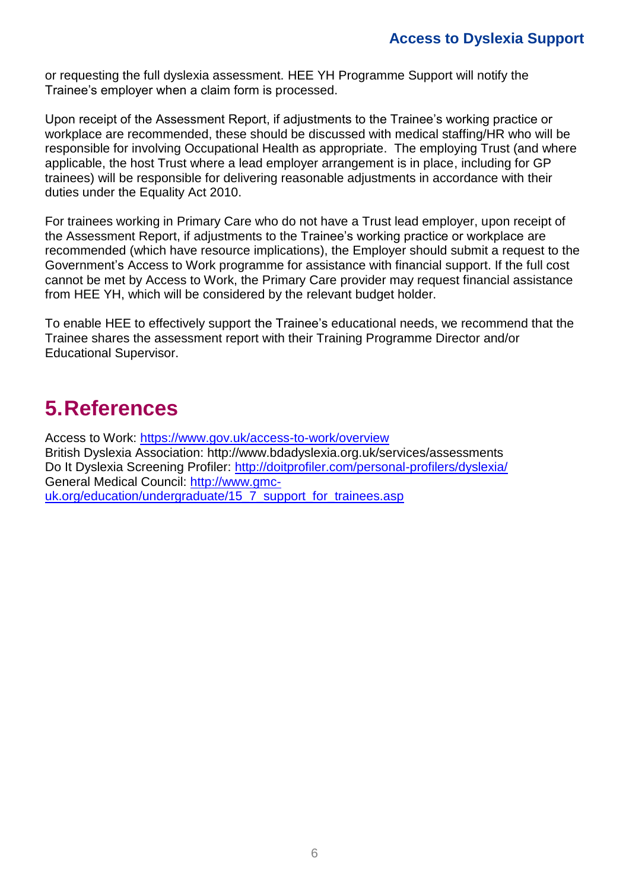or requesting the full dyslexia assessment. HEE YH Programme Support will notify the Trainee's employer when a claim form is processed.

Upon receipt of the Assessment Report, if adjustments to the Trainee's working practice or workplace are recommended, these should be discussed with medical staffing/HR who will be responsible for involving Occupational Health as appropriate. The employing Trust (and where applicable, the host Trust where a lead employer arrangement is in place, including for GP trainees) will be responsible for delivering reasonable adjustments in accordance with their duties under the Equality Act 2010.

For trainees working in Primary Care who do not have a Trust lead employer, upon receipt of the Assessment Report, if adjustments to the Trainee's working practice or workplace are recommended (which have resource implications), the Employer should submit a request to the Government's Access to Work programme for assistance with financial support. If the full cost cannot be met by Access to Work, the Primary Care provider may request financial assistance from HEE YH, which will be considered by the relevant budget holder.

To enable HEE to effectively support the Trainee's educational needs, we recommend that the Trainee shares the assessment report with their Training Programme Director and/or Educational Supervisor.

# 5. References

Access to Work: https://www.gov.uk/access-to-work/overview
British Dyslexia Association: http://www.bdadyslexia.org.uk/services/assessments
Do It Dyslexia Screening Profiler: http://doitprofiler.com/personal-profilers/dyslexia/
General Medical Council: http://www.gmc-uk.org/education/undergraduate/15_7_support_for_trainees.asp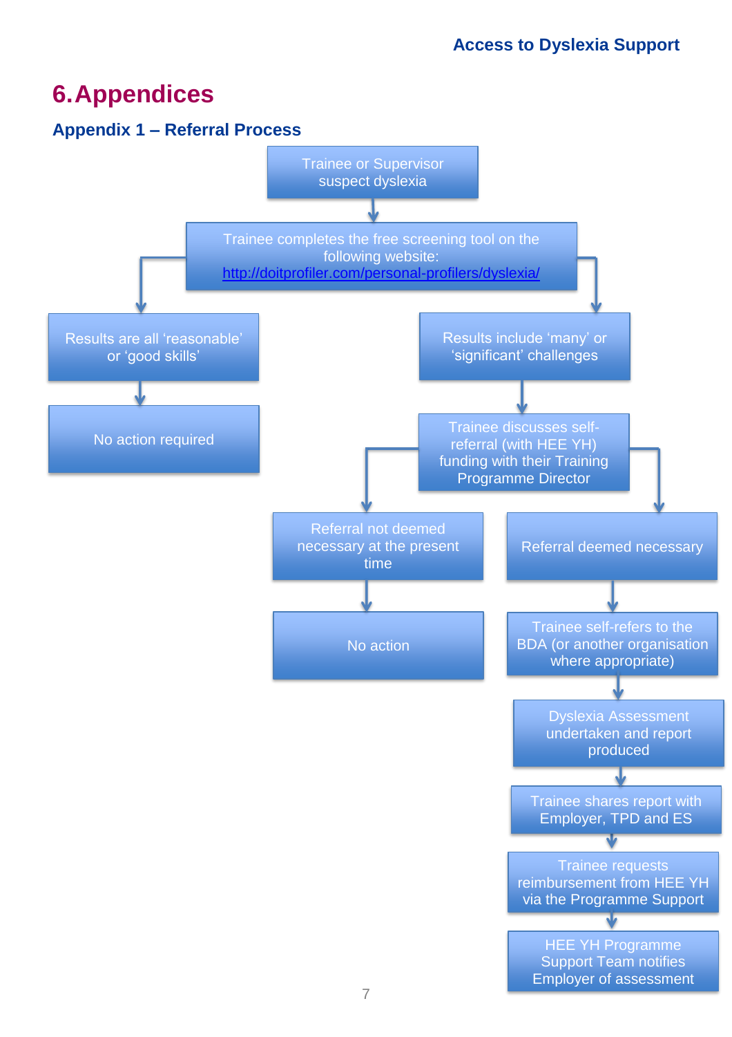# 6. Appendices

## Appendix 1 – Referral Process

Trainee or Supervisor suspect dyslexia

Trainee completes the free screening tool on the following website: http://doitprofiler.com/personal-profilers/dyslexia/

Results are all 'reasonable' or 'good skills'

No action required

Results include 'many' or 'significant' challenges

Trainee discusses self-referral (with HEE YH) funding with their Training Programme Director

Referral not deemed necessary at the present time

No action

Referral deemed necessary

Trainee self-refers to the BDA (or another organisation where appropriate)

Dyslexia Assessment undertaken and report produced

Trainee shares report with Employer, TPD and ES

Trainee requests reimbursement from HEE YH via the Programme Support

HEE YH Programme Support Team notifies Employer of assessment